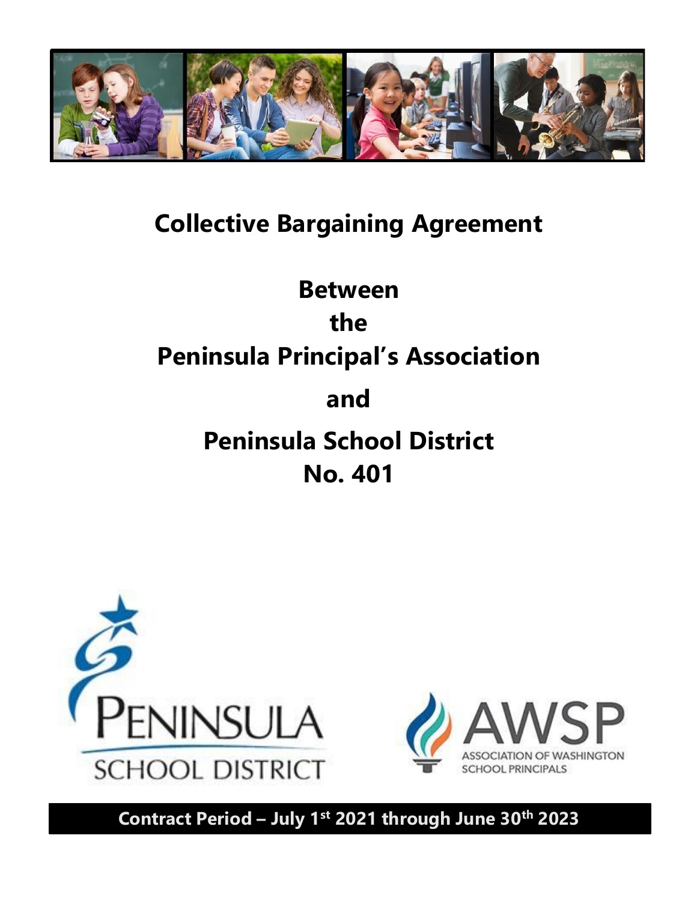# Collective Bargaining Agreement

# Between the Peninsula Principal's Association and Peninsula School District No. 401

PENINSULA SCHOOL DISTRICT

AWSP ASSOCIATION OF WASHINGTON SCHOOL PRINCIPALS

**Contract Period – July 1st 2021 through June 30th 2023**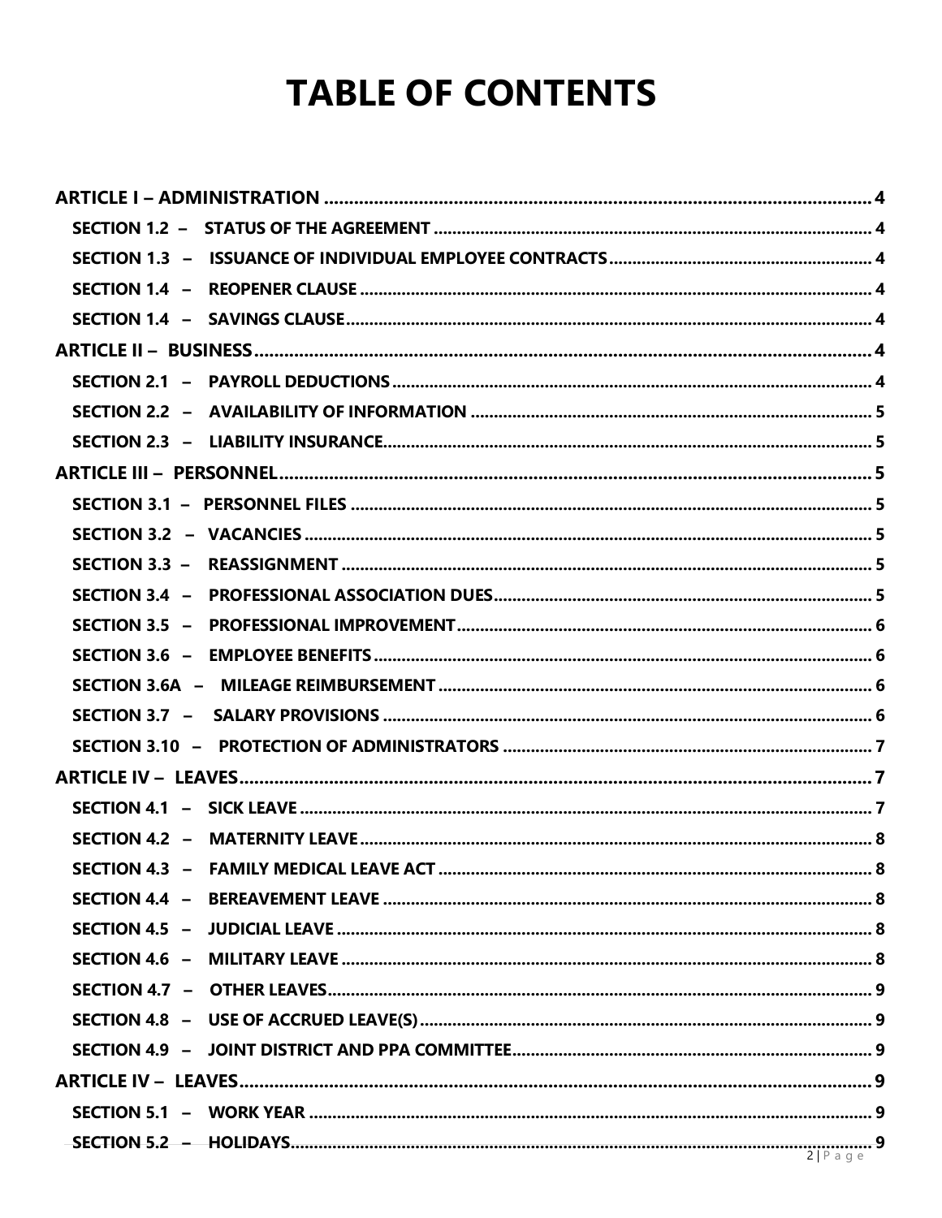# TABLE OF CONTENTS

- **ARTICLE I – ADMINISTRATION** ........ 4
  - **SECTION 1.2 – STATUS OF THE AGREEMENT** ........ 4
  - **SECTION 1.3 – ISSUANCE OF INDIVIDUAL EMPLOYEE CONTRACTS** ........ 4
  - **SECTION 1.4 – REOPENER CLAUSE** ........ 4
  - **SECTION 1.4 – SAVINGS CLAUSE** ........ 4
- **ARTICLE II – BUSINESS** ........ 4
  - **SECTION 2.1 – PAYROLL DEDUCTIONS** ........ 4
  - **SECTION 2.2 – AVAILABILITY OF INFORMATION** ........ 5
  - **SECTION 2.3 – LIABILITY INSURANCE** ........ 5
- **ARTICLE III – PERSONNEL** ........ 5
  - **SECTION 3.1 – PERSONNEL FILES** ........ 5
  - **SECTION 3.2 – VACANCIES** ........ 5
  - **SECTION 3.3 – REASSIGNMENT** ........ 5
  - **SECTION 3.4 – PROFESSIONAL ASSOCIATION DUES** ........ 5
  - **SECTION 3.5 – PROFESSIONAL IMPROVEMENT** ........ 6
  - **SECTION 3.6 – EMPLOYEE BENEFITS** ........ 6
  - **SECTION 3.6A – MILEAGE REIMBURSEMENT** ........ 6
  - **SECTION 3.7 – SALARY PROVISIONS** ........ 6
  - **SECTION 3.10 – PROTECTION OF ADMINISTRATORS** ........ 7
- **ARTICLE IV – LEAVES** ........ 7
  - **SECTION 4.1 – SICK LEAVE** ........ 7
  - **SECTION 4.2 – MATERNITY LEAVE** ........ 8
  - **SECTION 4.3 – FAMILY MEDICAL LEAVE ACT** ........ 8
  - **SECTION 4.4 – BEREAVEMENT LEAVE** ........ 8
  - **SECTION 4.5 – JUDICIAL LEAVE** ........ 8
  - **SECTION 4.6 – MILITARY LEAVE** ........ 8
  - **SECTION 4.7 – OTHER LEAVES** ........ 9
  - **SECTION 4.8 – USE OF ACCRUED LEAVE(S)** ........ 9
  - **SECTION 4.9 – JOINT DISTRICT AND PPA COMMITTEE** ........ 9
- **ARTICLE IV – LEAVES** ........ 9
  - **SECTION 5.1 – WORK YEAR** ........ 9
  - **SECTION 5.2 – HOLIDAYS** ........ 9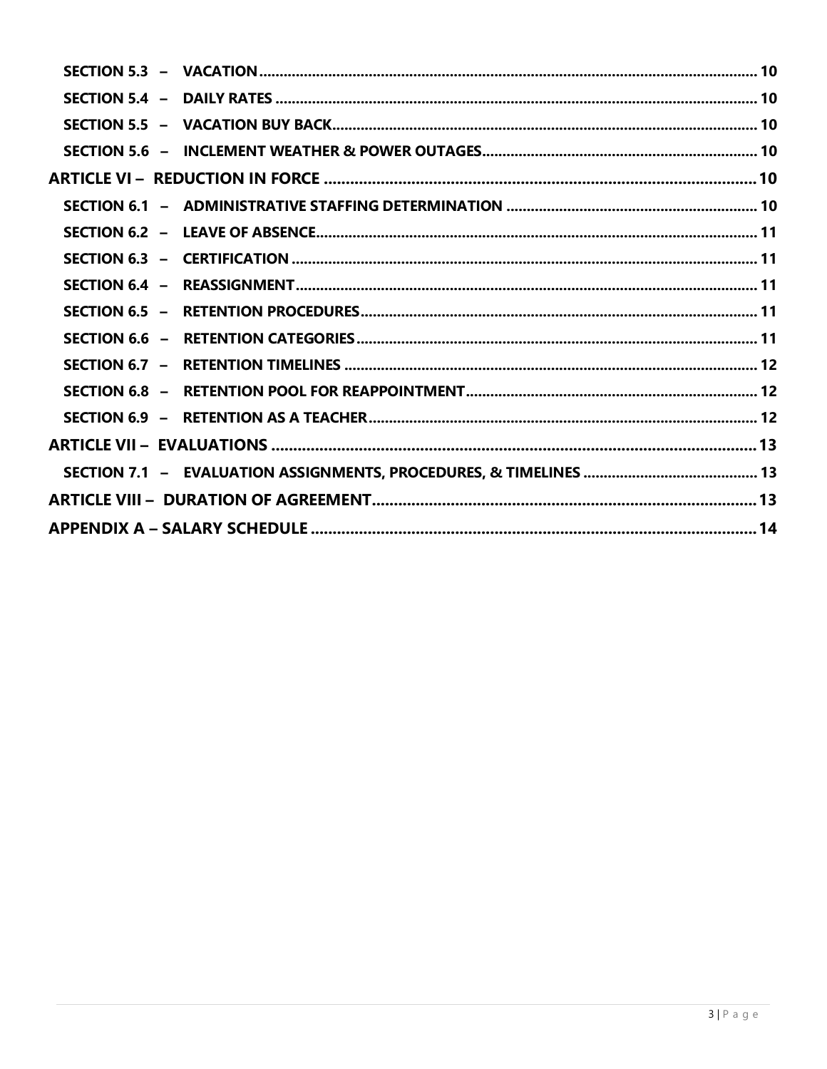**SECTION 5.3 – VACATION** ..... 10

**SECTION 5.4 – DAILY RATES** ..... 10

**SECTION 5.5 – VACATION BUY BACK** ..... 10

**SECTION 5.6 – INCLEMENT WEATHER & POWER OUTAGES** ..... 10

**ARTICLE VI – REDUCTION IN FORCE** ..... 10

**SECTION 6.1 – ADMINISTRATIVE STAFFING DETERMINATION** ..... 10

**SECTION 6.2 – LEAVE OF ABSENCE** ..... 11

**SECTION 6.3 – CERTIFICATION** ..... 11

**SECTION 6.4 – REASSIGNMENT** ..... 11

**SECTION 6.5 – RETENTION PROCEDURES** ..... 11

**SECTION 6.6 – RETENTION CATEGORIES** ..... 11

**SECTION 6.7 – RETENTION TIMELINES** ..... 12

**SECTION 6.8 – RETENTION POOL FOR REAPPOINTMENT** ..... 12

**SECTION 6.9 – RETENTION AS A TEACHER** ..... 12

**ARTICLE VII – EVALUATIONS** ..... 13

**SECTION 7.1 – EVALUATION ASSIGNMENTS, PROCEDURES, & TIMELINES** ..... 13

**ARTICLE VIII – DURATION OF AGREEMENT** ..... 13

**APPENDIX A – SALARY SCHEDULE** ..... 14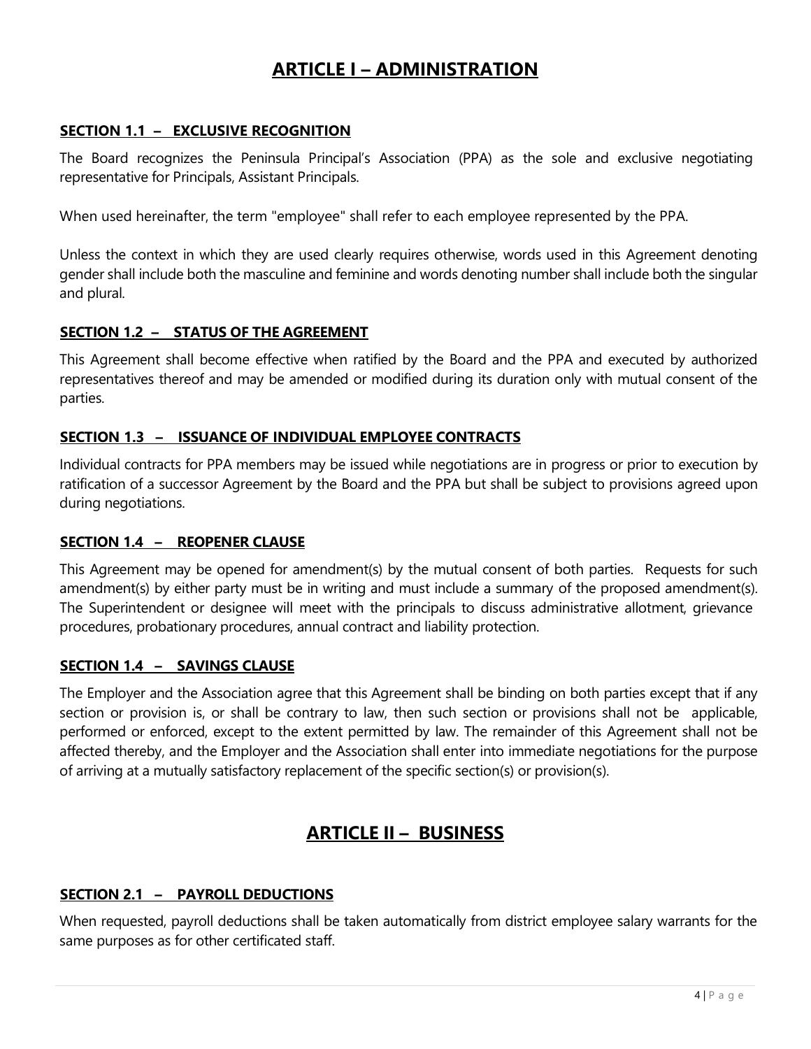# ARTICLE I – ADMINISTRATION

### SECTION 1.1 – EXCLUSIVE RECOGNITION

The Board recognizes the Peninsula Principal's Association (PPA) as the sole and exclusive negotiating representative for Principals, Assistant Principals.

When used hereinafter, the term "employee" shall refer to each employee represented by the PPA.

Unless the context in which they are used clearly requires otherwise, words used in this Agreement denoting gender shall include both the masculine and feminine and words denoting number shall include both the singular and plural.

### SECTION 1.2 – STATUS OF THE AGREEMENT

This Agreement shall become effective when ratified by the Board and the PPA and executed by authorized representatives thereof and may be amended or modified during its duration only with mutual consent of the parties.

### SECTION 1.3 – ISSUANCE OF INDIVIDUAL EMPLOYEE CONTRACTS

Individual contracts for PPA members may be issued while negotiations are in progress or prior to execution by ratification of a successor Agreement by the Board and the PPA but shall be subject to provisions agreed upon during negotiations.

### SECTION 1.4 – REOPENER CLAUSE

This Agreement may be opened for amendment(s) by the mutual consent of both parties. Requests for such amendment(s) by either party must be in writing and must include a summary of the proposed amendment(s). The Superintendent or designee will meet with the principals to discuss administrative allotment, grievance procedures, probationary procedures, annual contract and liability protection.

### SECTION 1.4 – SAVINGS CLAUSE

The Employer and the Association agree that this Agreement shall be binding on both parties except that if any section or provision is, or shall be contrary to law, then such section or provisions shall not be applicable, performed or enforced, except to the extent permitted by law. The remainder of this Agreement shall not be affected thereby, and the Employer and the Association shall enter into immediate negotiations for the purpose of arriving at a mutually satisfactory replacement of the specific section(s) or provision(s).

# ARTICLE II – BUSINESS

### SECTION 2.1 – PAYROLL DEDUCTIONS

When requested, payroll deductions shall be taken automatically from district employee salary warrants for the same purposes as for other certificated staff.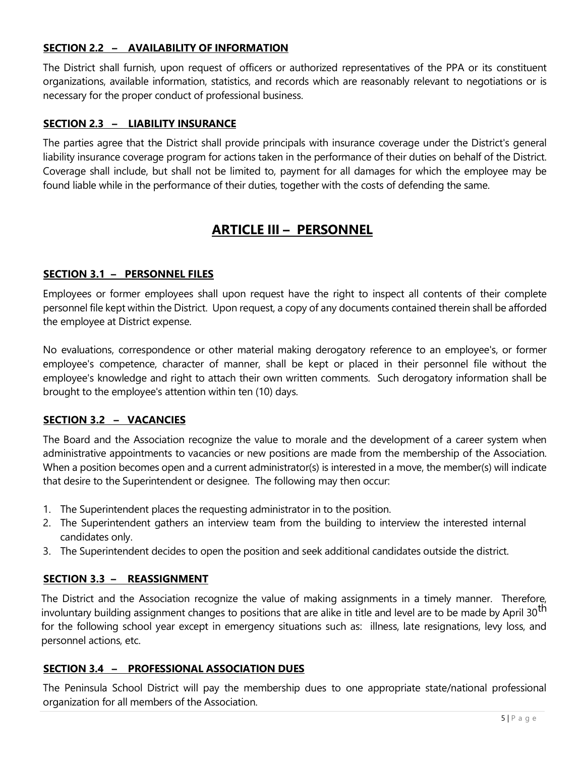### SECTION 2.2 – AVAILABILITY OF INFORMATION

The District shall furnish, upon request of officers or authorized representatives of the PPA or its constituent organizations, available information, statistics, and records which are reasonably relevant to negotiations or is necessary for the proper conduct of professional business.

### SECTION 2.3 – LIABILITY INSURANCE

The parties agree that the District shall provide principals with insurance coverage under the District's general liability insurance coverage program for actions taken in the performance of their duties on behalf of the District. Coverage shall include, but shall not be limited to, payment for all damages for which the employee may be found liable while in the performance of their duties, together with the costs of defending the same.

## ARTICLE III – PERSONNEL

### SECTION 3.1 – PERSONNEL FILES

Employees or former employees shall upon request have the right to inspect all contents of their complete personnel file kept within the District. Upon request, a copy of any documents contained therein shall be afforded the employee at District expense.

No evaluations, correspondence or other material making derogatory reference to an employee's, or former employee's competence, character of manner, shall be kept or placed in their personnel file without the employee's knowledge and right to attach their own written comments. Such derogatory information shall be brought to the employee's attention within ten (10) days.

### SECTION 3.2 – VACANCIES

The Board and the Association recognize the value to morale and the development of a career system when administrative appointments to vacancies or new positions are made from the membership of the Association. When a position becomes open and a current administrator(s) is interested in a move, the member(s) will indicate that desire to the Superintendent or designee. The following may then occur:

1. The Superintendent places the requesting administrator in to the position.
2. The Superintendent gathers an interview team from the building to interview the interested internal candidates only.
3. The Superintendent decides to open the position and seek additional candidates outside the district.

### SECTION 3.3 – REASSIGNMENT

The District and the Association recognize the value of making assignments in a timely manner. Therefore, involuntary building assignment changes to positions that are alike in title and level are to be made by April 30th for the following school year except in emergency situations such as: illness, late resignations, levy loss, and personnel actions, etc.

### SECTION 3.4 – PROFESSIONAL ASSOCIATION DUES

The Peninsula School District will pay the membership dues to one appropriate state/national professional organization for all members of the Association.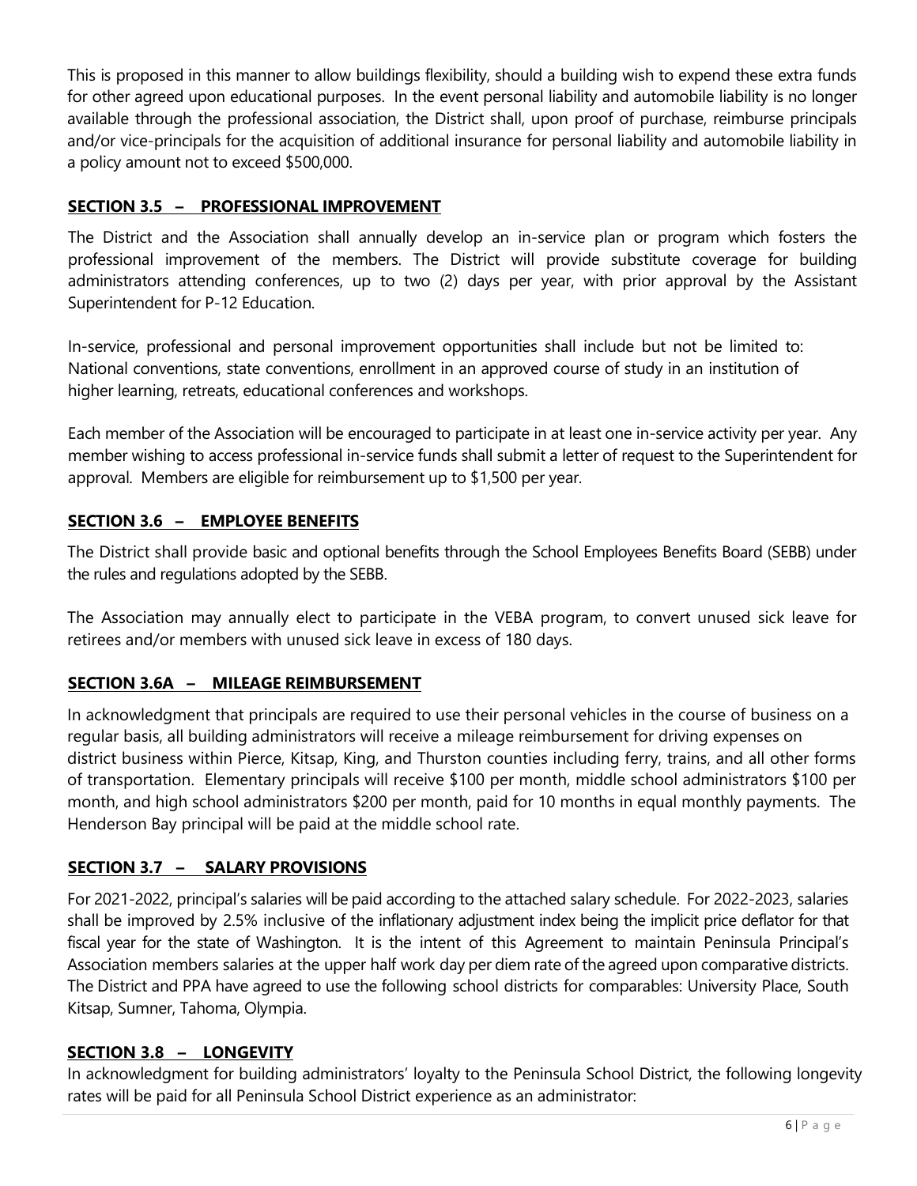This is proposed in this manner to allow buildings flexibility, should a building wish to expend these extra funds for other agreed upon educational purposes. In the event personal liability and automobile liability is no longer available through the professional association, the District shall, upon proof of purchase, reimburse principals and/or vice-principals for the acquisition of additional insurance for personal liability and automobile liability in a policy amount not to exceed $500,000.

## SECTION 3.5 – PROFESSIONAL IMPROVEMENT

The District and the Association shall annually develop an in-service plan or program which fosters the professional improvement of the members. The District will provide substitute coverage for building administrators attending conferences, up to two (2) days per year, with prior approval by the Assistant Superintendent for P-12 Education.

In-service, professional and personal improvement opportunities shall include but not be limited to: National conventions, state conventions, enrollment in an approved course of study in an institution of higher learning, retreats, educational conferences and workshops.

Each member of the Association will be encouraged to participate in at least one in-service activity per year. Any member wishing to access professional in-service funds shall submit a letter of request to the Superintendent for approval. Members are eligible for reimbursement up to $1,500 per year.

## SECTION 3.6 – EMPLOYEE BENEFITS

The District shall provide basic and optional benefits through the School Employees Benefits Board (SEBB) under the rules and regulations adopted by the SEBB.

The Association may annually elect to participate in the VEBA program, to convert unused sick leave for retirees and/or members with unused sick leave in excess of 180 days.

## SECTION 3.6A – MILEAGE REIMBURSEMENT

In acknowledgment that principals are required to use their personal vehicles in the course of business on a regular basis, all building administrators will receive a mileage reimbursement for driving expenses on district business within Pierce, Kitsap, King, and Thurston counties including ferry, trains, and all other forms of transportation. Elementary principals will receive $100 per month, middle school administrators $100 per month, and high school administrators $200 per month, paid for 10 months in equal monthly payments. The Henderson Bay principal will be paid at the middle school rate.

## SECTION 3.7 – SALARY PROVISIONS

For 2021-2022, principal's salaries will be paid according to the attached salary schedule. For 2022-2023, salaries shall be improved by 2.5% inclusive of the inflationary adjustment index being the implicit price deflator for that fiscal year for the state of Washington. It is the intent of this Agreement to maintain Peninsula Principal's Association members salaries at the upper half work day per diem rate of the agreed upon comparative districts. The District and PPA have agreed to use the following school districts for comparables: University Place, South Kitsap, Sumner, Tahoma, Olympia.

## SECTION 3.8 – LONGEVITY

In acknowledgment for building administrators' loyalty to the Peninsula School District, the following longevity rates will be paid for all Peninsula School District experience as an administrator: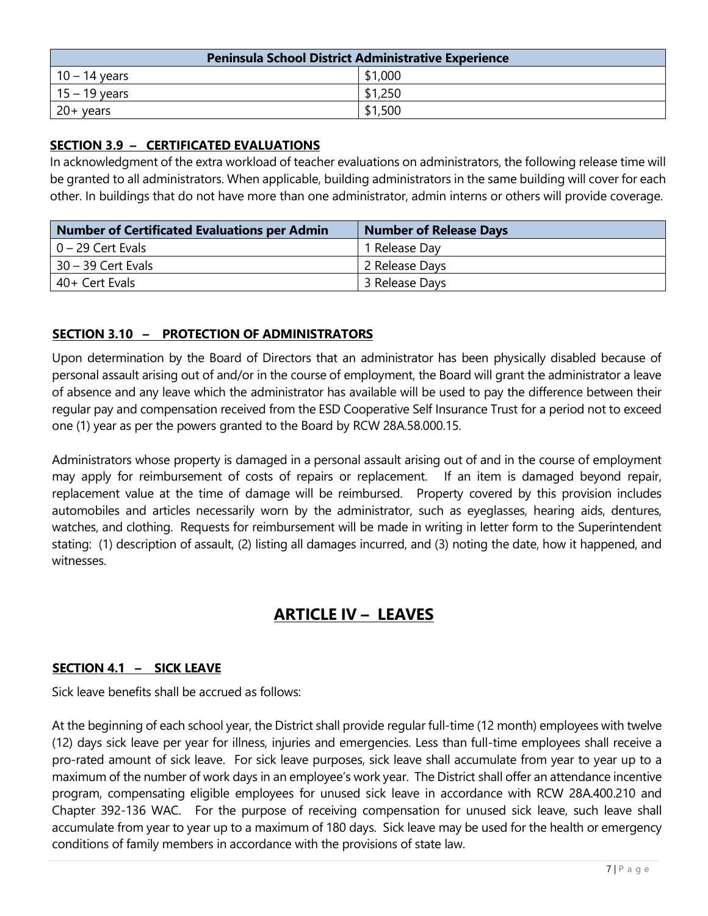| Peninsula School District Administrative Experience | |
|---|---|
| 10 – 14 years | $1,000 |
| 15 – 19 years | $1,250 |
| 20+ years | $1,500 |

### SECTION 3.9 – CERTIFICATED EVALUATIONS

In acknowledgment of the extra workload of teacher evaluations on administrators, the following release time will be granted to all administrators. When applicable, building administrators in the same building will cover for each other. In buildings that do not have more than one administrator, admin interns or others will provide coverage.

| Number of Certificated Evaluations per Admin | Number of Release Days |
|---|---|
| 0 – 29 Cert Evals | 1 Release Day |
| 30 – 39 Cert Evals | 2 Release Days |
| 40+ Cert Evals | 3 Release Days |

### SECTION 3.10 – PROTECTION OF ADMINISTRATORS

Upon determination by the Board of Directors that an administrator has been physically disabled because of personal assault arising out of and/or in the course of employment, the Board will grant the administrator a leave of absence and any leave which the administrator has available will be used to pay the difference between their regular pay and compensation received from the ESD Cooperative Self Insurance Trust for a period not to exceed one (1) year as per the powers granted to the Board by RCW 28A.58.000.15.

Administrators whose property is damaged in a personal assault arising out of and in the course of employment may apply for reimbursement of costs of repairs or replacement. If an item is damaged beyond repair, replacement value at the time of damage will be reimbursed. Property covered by this provision includes automobiles and articles necessarily worn by the administrator, such as eyeglasses, hearing aids, dentures, watches, and clothing. Requests for reimbursement will be made in writing in letter form to the Superintendent stating: (1) description of assault, (2) listing all damages incurred, and (3) noting the date, how it happened, and witnesses.

## ARTICLE IV – LEAVES

### SECTION 4.1 – SICK LEAVE

Sick leave benefits shall be accrued as follows:

At the beginning of each school year, the District shall provide regular full-time (12 month) employees with twelve (12) days sick leave per year for illness, injuries and emergencies. Less than full-time employees shall receive a pro-rated amount of sick leave. For sick leave purposes, sick leave shall accumulate from year to year up to a maximum of the number of work days in an employee's work year. The District shall offer an attendance incentive program, compensating eligible employees for unused sick leave in accordance with RCW 28A.400.210 and Chapter 392-136 WAC. For the purpose of receiving compensation for unused sick leave, such leave shall accumulate from year to year up to a maximum of 180 days. Sick leave may be used for the health or emergency conditions of family members in accordance with the provisions of state law.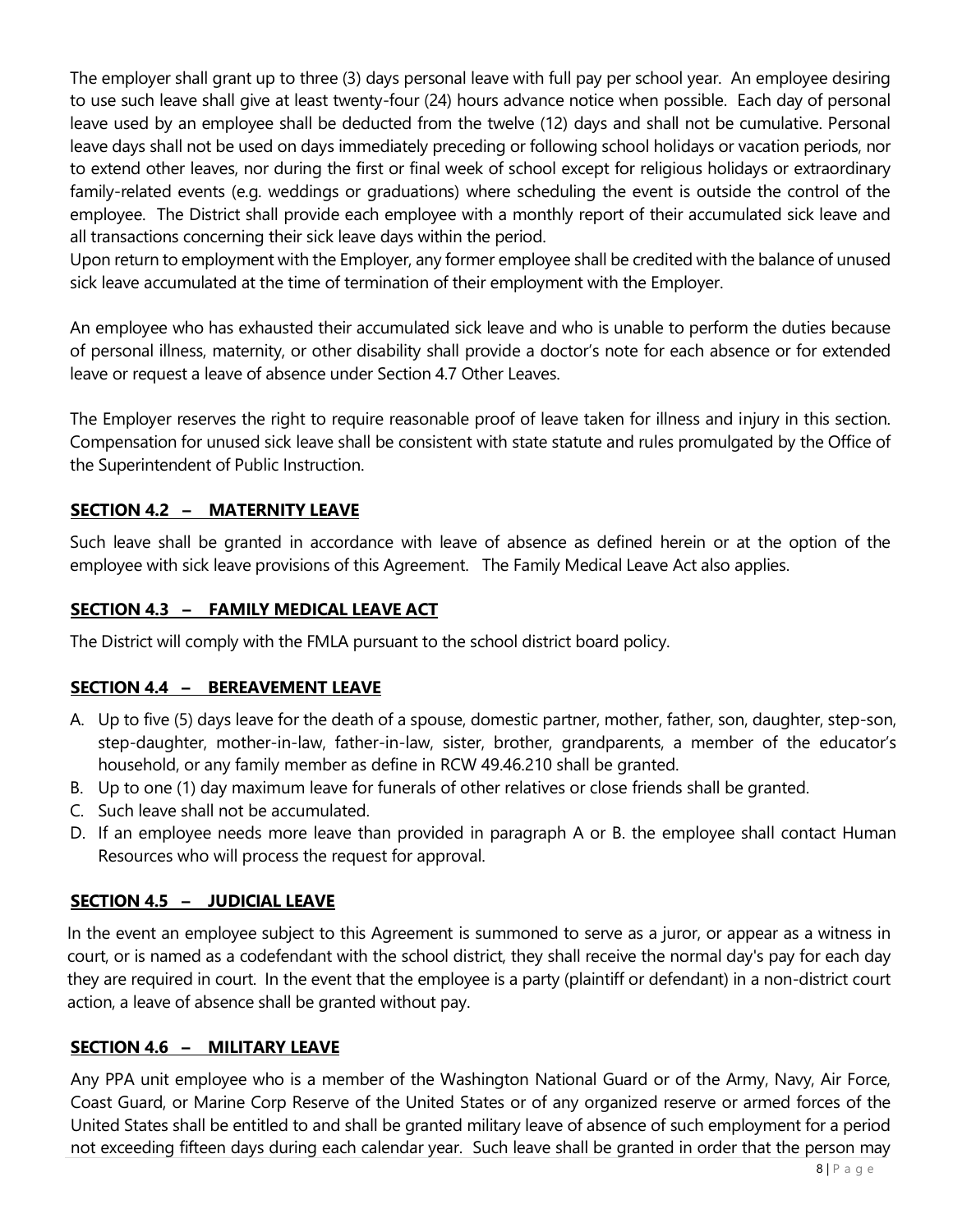The employer shall grant up to three (3) days personal leave with full pay per school year. An employee desiring to use such leave shall give at least twenty-four (24) hours advance notice when possible. Each day of personal leave used by an employee shall be deducted from the twelve (12) days and shall not be cumulative. Personal leave days shall not be used on days immediately preceding or following school holidays or vacation periods, nor to extend other leaves, nor during the first or final week of school except for religious holidays or extraordinary family-related events (e.g. weddings or graduations) where scheduling the event is outside the control of the employee. The District shall provide each employee with a monthly report of their accumulated sick leave and all transactions concerning their sick leave days within the period.
Upon return to employment with the Employer, any former employee shall be credited with the balance of unused sick leave accumulated at the time of termination of their employment with the Employer.

An employee who has exhausted their accumulated sick leave and who is unable to perform the duties because of personal illness, maternity, or other disability shall provide a doctor's note for each absence or for extended leave or request a leave of absence under Section 4.7 Other Leaves.

The Employer reserves the right to require reasonable proof of leave taken for illness and injury in this section. Compensation for unused sick leave shall be consistent with state statute and rules promulgated by the Office of the Superintendent of Public Instruction.

## SECTION 4.2 – MATERNITY LEAVE

Such leave shall be granted in accordance with leave of absence as defined herein or at the option of the employee with sick leave provisions of this Agreement. The Family Medical Leave Act also applies.

## SECTION 4.3 – FAMILY MEDICAL LEAVE ACT

The District will comply with the FMLA pursuant to the school district board policy.

## SECTION 4.4 – BEREAVEMENT LEAVE

A. Up to five (5) days leave for the death of a spouse, domestic partner, mother, father, son, daughter, step-son, step-daughter, mother-in-law, father-in-law, sister, brother, grandparents, a member of the educator's household, or any family member as define in RCW 49.46.210 shall be granted.
B. Up to one (1) day maximum leave for funerals of other relatives or close friends shall be granted.
C. Such leave shall not be accumulated.
D. If an employee needs more leave than provided in paragraph A or B. the employee shall contact Human Resources who will process the request for approval.

## SECTION 4.5 – JUDICIAL LEAVE

In the event an employee subject to this Agreement is summoned to serve as a juror, or appear as a witness in court, or is named as a codefendant with the school district, they shall receive the normal day's pay for each day they are required in court. In the event that the employee is a party (plaintiff or defendant) in a non-district court action, a leave of absence shall be granted without pay.

## SECTION 4.6 – MILITARY LEAVE

Any PPA unit employee who is a member of the Washington National Guard or of the Army, Navy, Air Force, Coast Guard, or Marine Corp Reserve of the United States or of any organized reserve or armed forces of the United States shall be entitled to and shall be granted military leave of absence of such employment for a period not exceeding fifteen days during each calendar year. Such leave shall be granted in order that the person may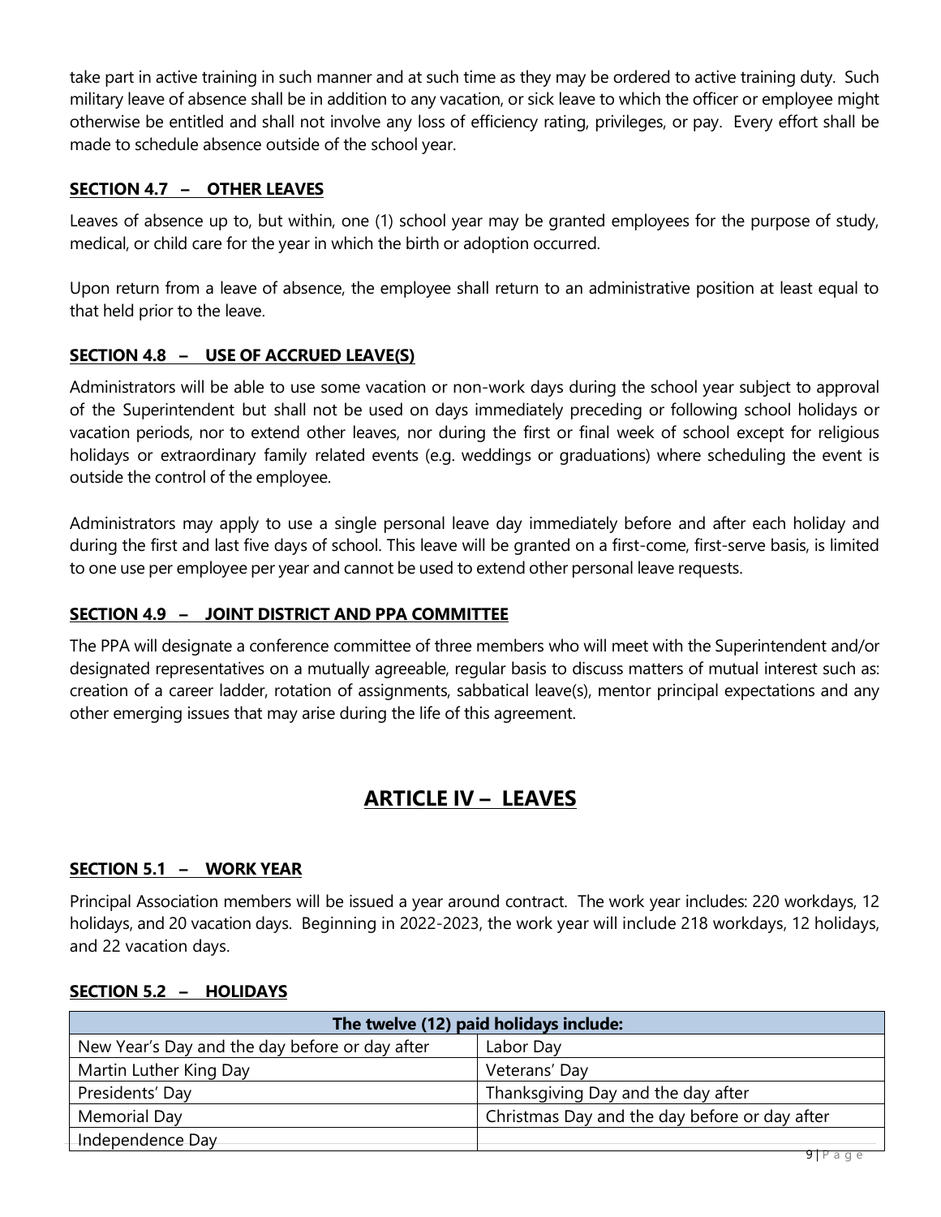take part in active training in such manner and at such time as they may be ordered to active training duty. Such military leave of absence shall be in addition to any vacation, or sick leave to which the officer or employee might otherwise be entitled and shall not involve any loss of efficiency rating, privileges, or pay. Every effort shall be made to schedule absence outside of the school year.

### SECTION 4.7 – OTHER LEAVES

Leaves of absence up to, but within, one (1) school year may be granted employees for the purpose of study, medical, or child care for the year in which the birth or adoption occurred.

Upon return from a leave of absence, the employee shall return to an administrative position at least equal to that held prior to the leave.

### SECTION 4.8 – USE OF ACCRUED LEAVE(S)

Administrators will be able to use some vacation or non-work days during the school year subject to approval of the Superintendent but shall not be used on days immediately preceding or following school holidays or vacation periods, nor to extend other leaves, nor during the first or final week of school except for religious holidays or extraordinary family related events (e.g. weddings or graduations) where scheduling the event is outside the control of the employee.

Administrators may apply to use a single personal leave day immediately before and after each holiday and during the first and last five days of school. This leave will be granted on a first-come, first-serve basis, is limited to one use per employee per year and cannot be used to extend other personal leave requests.

### SECTION 4.9 – JOINT DISTRICT AND PPA COMMITTEE

The PPA will designate a conference committee of three members who will meet with the Superintendent and/or designated representatives on a mutually agreeable, regular basis to discuss matters of mutual interest such as: creation of a career ladder, rotation of assignments, sabbatical leave(s), mentor principal expectations and any other emerging issues that may arise during the life of this agreement.

## ARTICLE IV – LEAVES

### SECTION 5.1 – WORK YEAR

Principal Association members will be issued a year around contract. The work year includes: 220 workdays, 12 holidays, and 20 vacation days. Beginning in 2022-2023, the work year will include 218 workdays, 12 holidays, and 22 vacation days.

### SECTION 5.2 – HOLIDAYS

| The twelve (12) paid holidays include: | |
|---|---|
| New Year's Day and the day before or day after | Labor Day |
| Martin Luther King Day | Veterans' Day |
| Presidents' Day | Thanksgiving Day and the day after |
| Memorial Day | Christmas Day and the day before or day after |
| Independence Day | |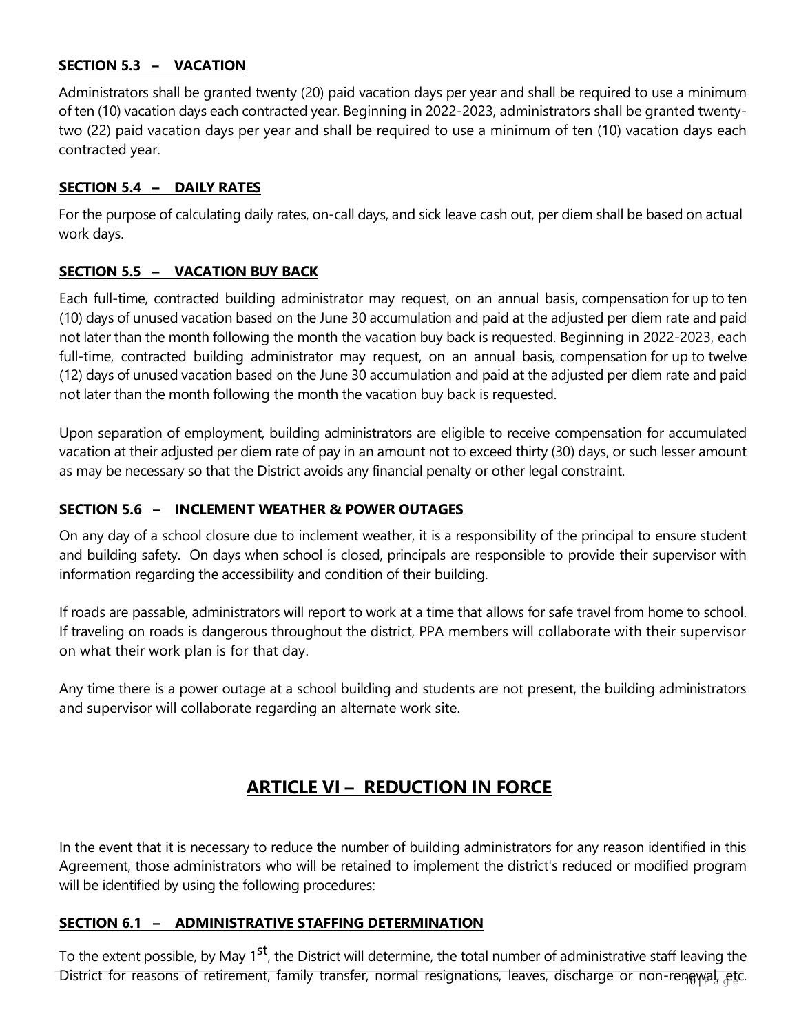### SECTION 5.3 – VACATION

Administrators shall be granted twenty (20) paid vacation days per year and shall be required to use a minimum of ten (10) vacation days each contracted year. Beginning in 2022-2023, administrators shall be granted twenty-two (22) paid vacation days per year and shall be required to use a minimum of ten (10) vacation days each contracted year.

### SECTION 5.4 – DAILY RATES

For the purpose of calculating daily rates, on-call days, and sick leave cash out, per diem shall be based on actual work days.

### SECTION 5.5 – VACATION BUY BACK

Each full-time, contracted building administrator may request, on an annual basis, compensation for up to ten (10) days of unused vacation based on the June 30 accumulation and paid at the adjusted per diem rate and paid not later than the month following the month the vacation buy back is requested. Beginning in 2022-2023, each full-time, contracted building administrator may request, on an annual basis, compensation for up to twelve (12) days of unused vacation based on the June 30 accumulation and paid at the adjusted per diem rate and paid not later than the month following the month the vacation buy back is requested.

Upon separation of employment, building administrators are eligible to receive compensation for accumulated vacation at their adjusted per diem rate of pay in an amount not to exceed thirty (30) days, or such lesser amount as may be necessary so that the District avoids any financial penalty or other legal constraint.

### SECTION 5.6 – INCLEMENT WEATHER & POWER OUTAGES

On any day of a school closure due to inclement weather, it is a responsibility of the principal to ensure student and building safety. On days when school is closed, principals are responsible to provide their supervisor with information regarding the accessibility and condition of their building.

If roads are passable, administrators will report to work at a time that allows for safe travel from home to school. If traveling on roads is dangerous throughout the district, PPA members will collaborate with their supervisor on what their work plan is for that day.

Any time there is a power outage at a school building and students are not present, the building administrators and supervisor will collaborate regarding an alternate work site.

## ARTICLE VI – REDUCTION IN FORCE

In the event that it is necessary to reduce the number of building administrators for any reason identified in this Agreement, those administrators who will be retained to implement the district's reduced or modified program will be identified by using the following procedures:

### SECTION 6.1 – ADMINISTRATIVE STAFFING DETERMINATION

To the extent possible, by May 1st, the District will determine, the total number of administrative staff leaving the District for reasons of retirement, family transfer, normal resignations, leaves, discharge or non-renewal, etc.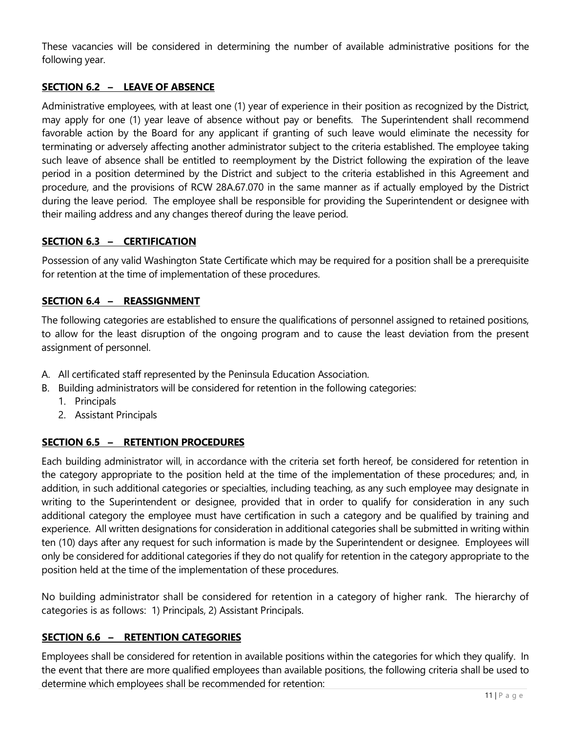These vacancies will be considered in determining the number of available administrative positions for the following year.

## SECTION 6.2 – LEAVE OF ABSENCE

Administrative employees, with at least one (1) year of experience in their position as recognized by the District, may apply for one (1) year leave of absence without pay or benefits. The Superintendent shall recommend favorable action by the Board for any applicant if granting of such leave would eliminate the necessity for terminating or adversely affecting another administrator subject to the criteria established. The employee taking such leave of absence shall be entitled to reemployment by the District following the expiration of the leave period in a position determined by the District and subject to the criteria established in this Agreement and procedure, and the provisions of RCW 28A.67.070 in the same manner as if actually employed by the District during the leave period. The employee shall be responsible for providing the Superintendent or designee with their mailing address and any changes thereof during the leave period.

## SECTION 6.3 – CERTIFICATION

Possession of any valid Washington State Certificate which may be required for a position shall be a prerequisite for retention at the time of implementation of these procedures.

## SECTION 6.4 – REASSIGNMENT

The following categories are established to ensure the qualifications of personnel assigned to retained positions, to allow for the least disruption of the ongoing program and to cause the least deviation from the present assignment of personnel.

A. All certificated staff represented by the Peninsula Education Association.
B. Building administrators will be considered for retention in the following categories:
   1. Principals
   2. Assistant Principals

## SECTION 6.5 – RETENTION PROCEDURES

Each building administrator will, in accordance with the criteria set forth hereof, be considered for retention in the category appropriate to the position held at the time of the implementation of these procedures; and, in addition, in such additional categories or specialties, including teaching, as any such employee may designate in writing to the Superintendent or designee, provided that in order to qualify for consideration in any such additional category the employee must have certification in such a category and be qualified by training and experience. All written designations for consideration in additional categories shall be submitted in writing within ten (10) days after any request for such information is made by the Superintendent or designee. Employees will only be considered for additional categories if they do not qualify for retention in the category appropriate to the position held at the time of the implementation of these procedures.

No building administrator shall be considered for retention in a category of higher rank. The hierarchy of categories is as follows: 1) Principals, 2) Assistant Principals.

## SECTION 6.6 – RETENTION CATEGORIES

Employees shall be considered for retention in available positions within the categories for which they qualify. In the event that there are more qualified employees than available positions, the following criteria shall be used to determine which employees shall be recommended for retention: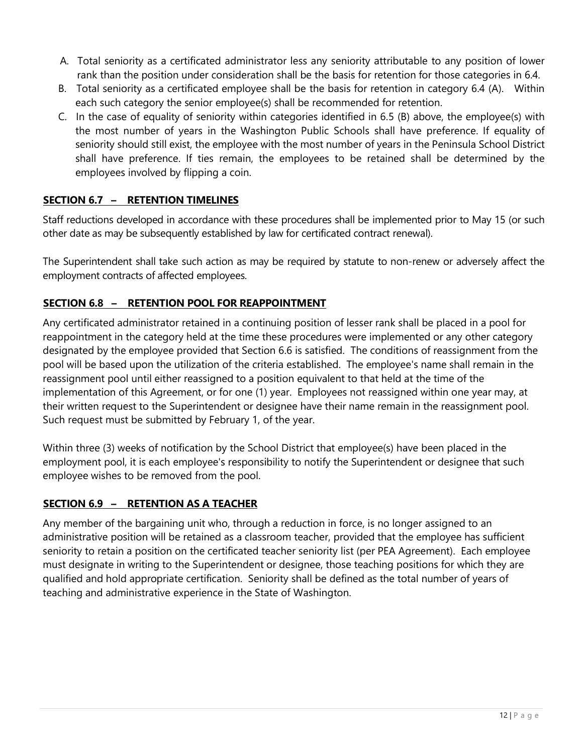A. Total seniority as a certificated administrator less any seniority attributable to any position of lower rank than the position under consideration shall be the basis for retention for those categories in 6.4.
B. Total seniority as a certificated employee shall be the basis for retention in category 6.4 (A). Within each such category the senior employee(s) shall be recommended for retention.
C. In the case of equality of seniority within categories identified in 6.5 (B) above, the employee(s) with the most number of years in the Washington Public Schools shall have preference. If equality of seniority should still exist, the employee with the most number of years in the Peninsula School District shall have preference. If ties remain, the employees to be retained shall be determined by the employees involved by flipping a coin.

## SECTION 6.7 – RETENTION TIMELINES

Staff reductions developed in accordance with these procedures shall be implemented prior to May 15 (or such other date as may be subsequently established by law for certificated contract renewal).

The Superintendent shall take such action as may be required by statute to non-renew or adversely affect the employment contracts of affected employees.

## SECTION 6.8 – RETENTION POOL FOR REAPPOINTMENT

Any certificated administrator retained in a continuing position of lesser rank shall be placed in a pool for reappointment in the category held at the time these procedures were implemented or any other category designated by the employee provided that Section 6.6 is satisfied. The conditions of reassignment from the pool will be based upon the utilization of the criteria established. The employee's name shall remain in the reassignment pool until either reassigned to a position equivalent to that held at the time of the implementation of this Agreement, or for one (1) year. Employees not reassigned within one year may, at their written request to the Superintendent or designee have their name remain in the reassignment pool. Such request must be submitted by February 1, of the year.

Within three (3) weeks of notification by the School District that employee(s) have been placed in the employment pool, it is each employee's responsibility to notify the Superintendent or designee that such employee wishes to be removed from the pool.

## SECTION 6.9 – RETENTION AS A TEACHER

Any member of the bargaining unit who, through a reduction in force, is no longer assigned to an administrative position will be retained as a classroom teacher, provided that the employee has sufficient seniority to retain a position on the certificated teacher seniority list (per PEA Agreement). Each employee must designate in writing to the Superintendent or designee, those teaching positions for which they are qualified and hold appropriate certification. Seniority shall be defined as the total number of years of teaching and administrative experience in the State of Washington.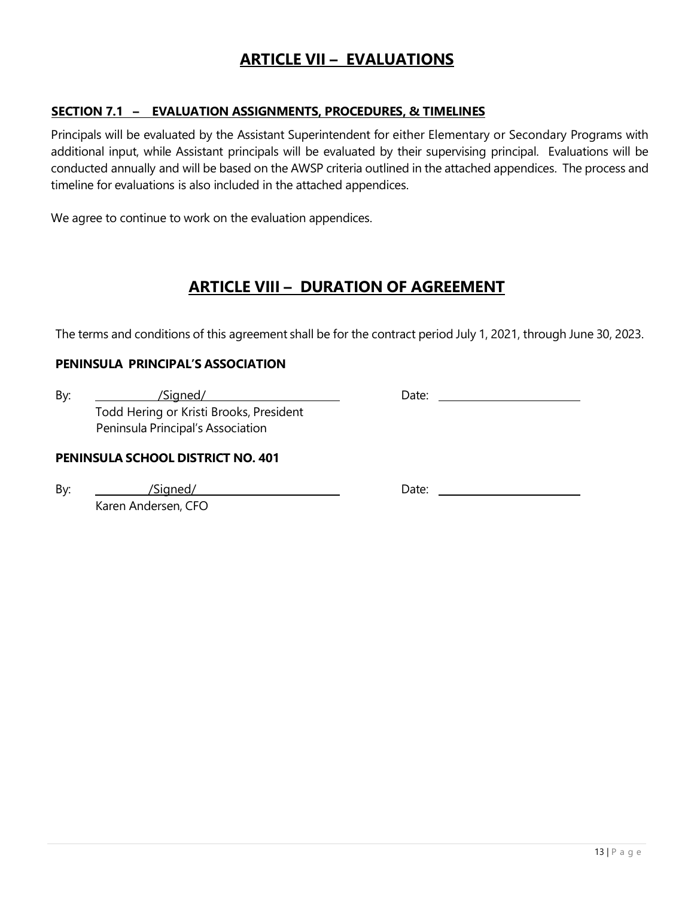# ARTICLE VII – EVALUATIONS

### SECTION 7.1 – EVALUATION ASSIGNMENTS, PROCEDURES, & TIMELINES

Principals will be evaluated by the Assistant Superintendent for either Elementary or Secondary Programs with additional input, while Assistant principals will be evaluated by their supervising principal. Evaluations will be conducted annually and will be based on the AWSP criteria outlined in the attached appendices. The process and timeline for evaluations is also included in the attached appendices.

We agree to continue to work on the evaluation appendices.

# ARTICLE VIII – DURATION OF AGREEMENT

The terms and conditions of this agreement shall be for the contract period July 1, 2021, through June 30, 2023.

**PENINSULA PRINCIPAL'S ASSOCIATION**

By: /Signed/ Date: ____________
Todd Hering or Kristi Brooks, President
Peninsula Principal's Association

**PENINSULA SCHOOL DISTRICT NO. 401**

By: /Signed/ Date: ____________
Karen Andersen, CFO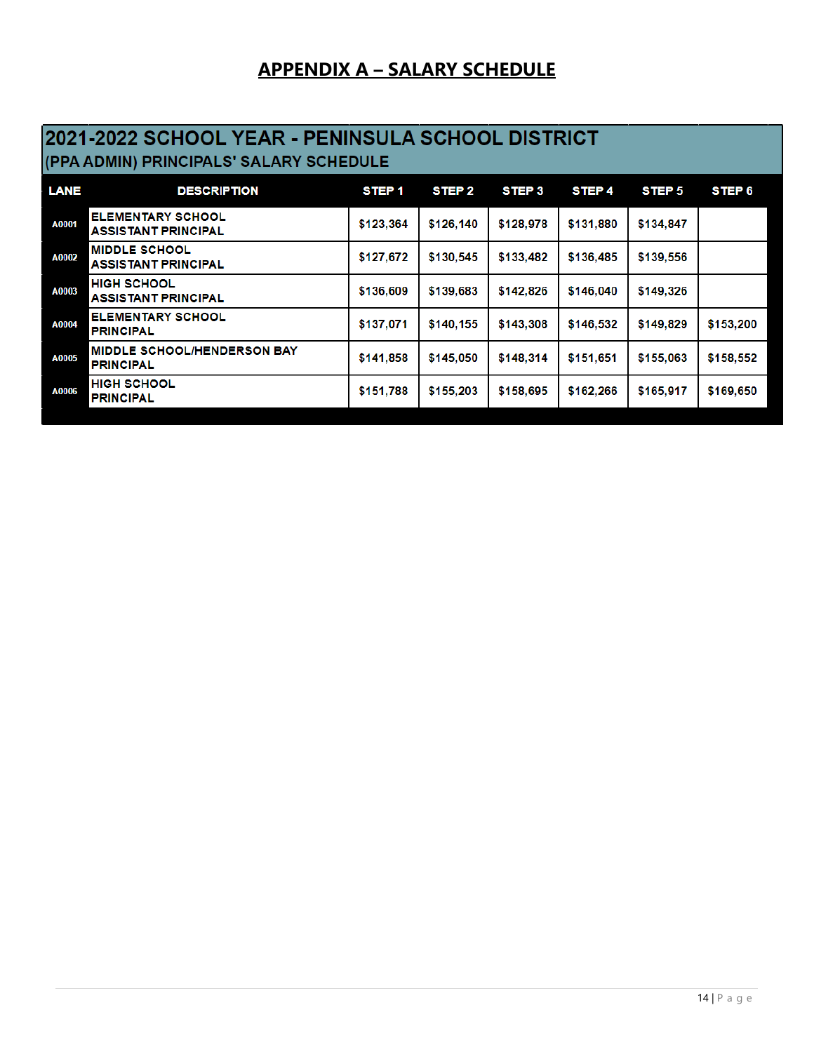## APPENDIX A – SALARY SCHEDULE

**2021-2022 SCHOOL YEAR - PENINSULA SCHOOL DISTRICT**
**(PPA ADMIN) PRINCIPALS' SALARY SCHEDULE**

| LANE | DESCRIPTION | STEP 1 | STEP 2 | STEP 3 | STEP 4 | STEP 5 | STEP 6 |
|---|---|---|---|---|---|---|---|
| A0001 | ELEMENTARY SCHOOL ASSISTANT PRINCIPAL | $123,364 | $126,140 | $128,978 | $131,880 | $134,847 | |
| A0002 | MIDDLE SCHOOL ASSISTANT PRINCIPAL | $127,672 | $130,545 | $133,482 | $136,485 | $139,556 | |
| A0003 | HIGH SCHOOL ASSISTANT PRINCIPAL | $136,609 | $139,683 | $142,826 | $146,040 | $149,326 | |
| A0004 | ELEMENTARY SCHOOL PRINCIPAL | $137,071 | $140,155 | $143,308 | $146,532 | $149,829 | $153,200 |
| A0005 | MIDDLE SCHOOL/HENDERSON BAY PRINCIPAL | $141,858 | $145,050 | $148,314 | $151,651 | $155,063 | $158,552 |
| A0006 | HIGH SCHOOL PRINCIPAL | $151,788 | $155,203 | $158,695 | $162,266 | $165,917 | $169,650 |